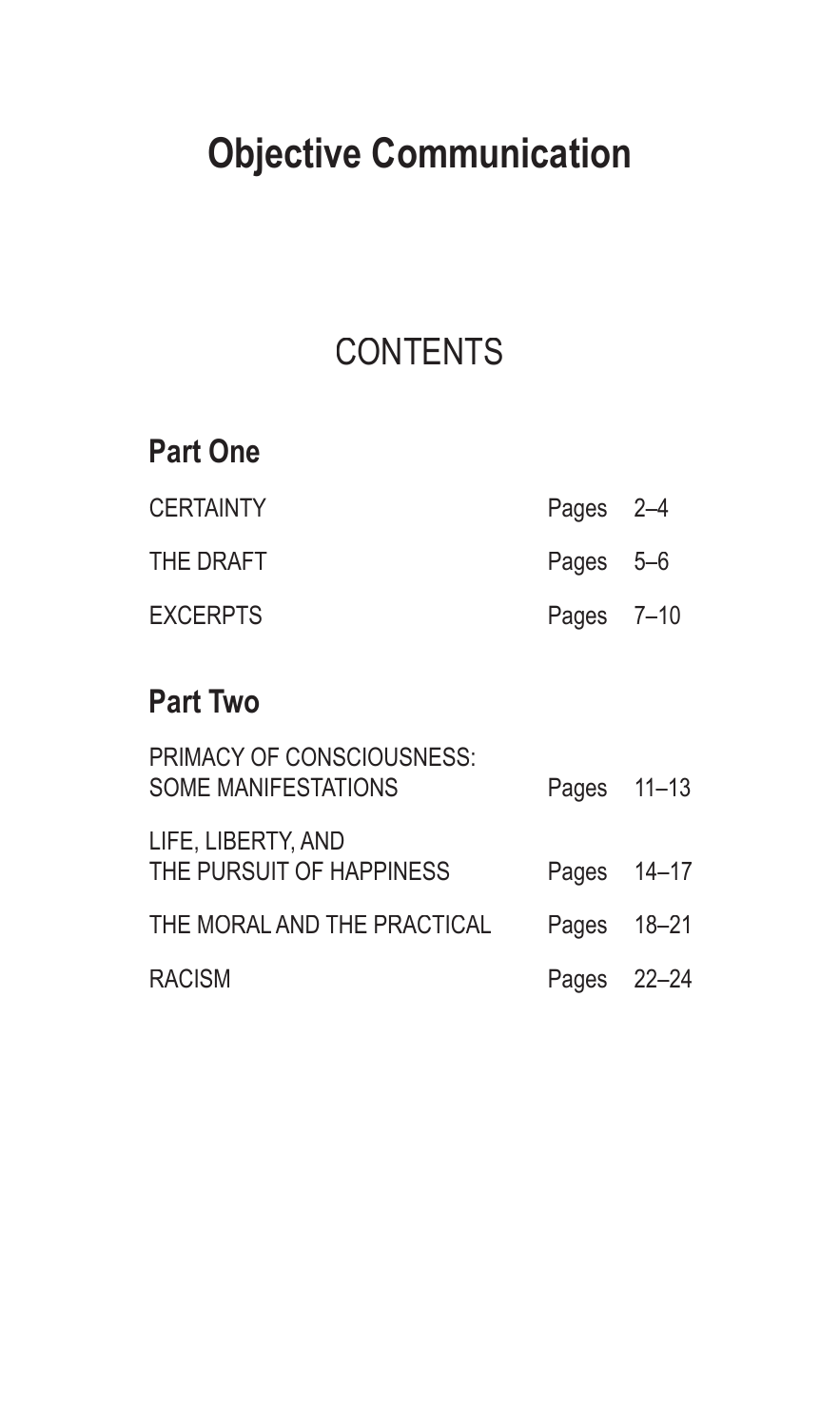# Objective Communication

## CONTENTS

### Part One

| | |
|---|---|
| CERTAINTY | Pages 2–4 |
| THE DRAFT | Pages 5–6 |
| EXCERPTS | Pages 7–10 |

### Part Two

| | |
|---|---|
| PRIMACY OF CONSCIOUSNESS: SOME MANIFESTATIONS | Pages 11–13 |
| LIFE, LIBERTY, AND THE PURSUIT OF HAPPINESS | Pages 14–17 |
| THE MORAL AND THE PRACTICAL | Pages 18–21 |
| RACISM | Pages 22–24 |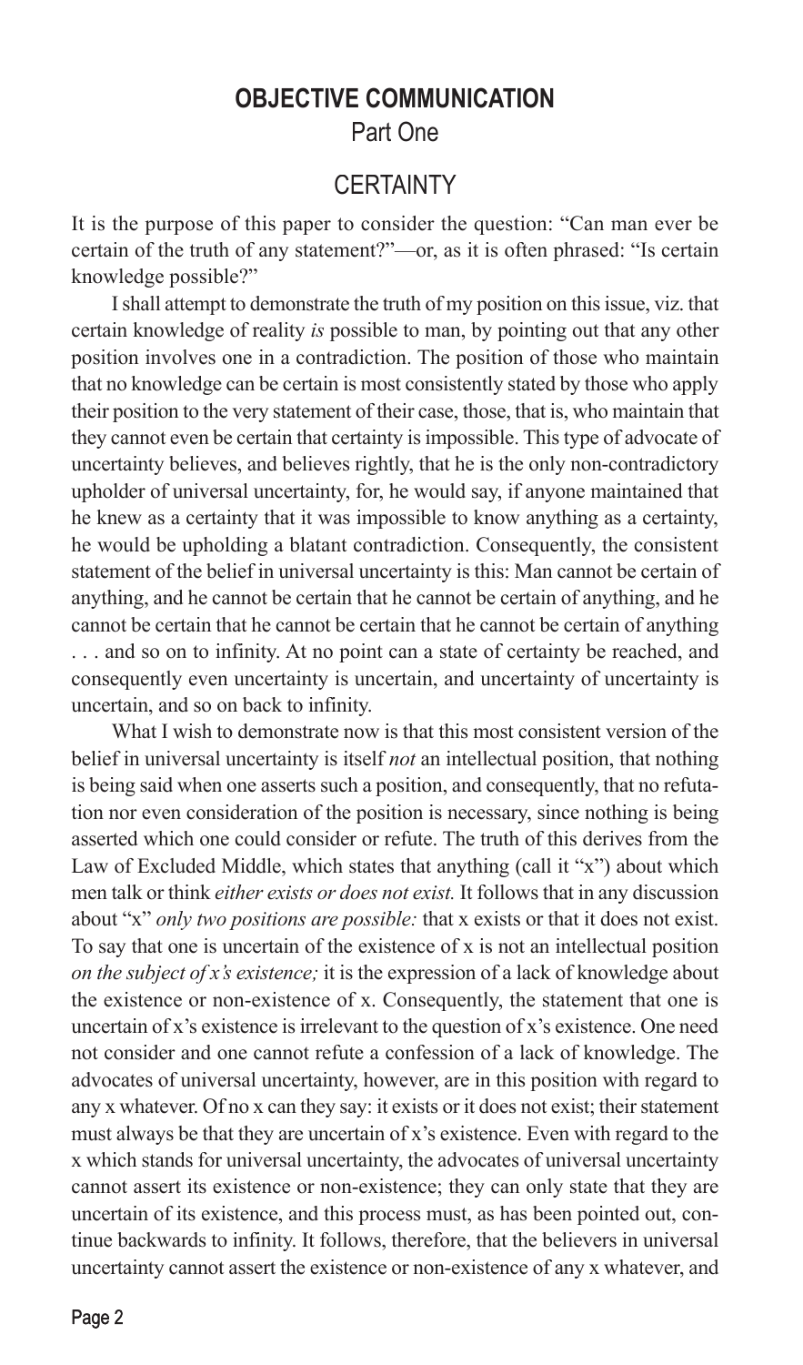# OBJECTIVE COMMUNICATION

## Part One

## CERTAINTY

It is the purpose of this paper to consider the question: "Can man ever be certain of the truth of any statement?"—or, as it is often phrased: "Is certain knowledge possible?"

I shall attempt to demonstrate the truth of my position on this issue, viz. that certain knowledge of reality *is* possible to man, by pointing out that any other position involves one in a contradiction. The position of those who maintain that no knowledge can be certain is most consistently stated by those who apply their position to the very statement of their case, those, that is, who maintain that they cannot even be certain that certainty is impossible. This type of advocate of uncertainty believes, and believes rightly, that he is the only non-contradictory upholder of universal uncertainty, for, he would say, if anyone maintained that he knew as a certainty that it was impossible to know anything as a certainty, he would be upholding a blatant contradiction. Consequently, the consistent statement of the belief in universal uncertainty is this: Man cannot be certain of anything, and he cannot be certain that he cannot be certain of anything, and he cannot be certain that he cannot be certain that he cannot be certain of anything . . . and so on to infinity. At no point can a state of certainty be reached, and consequently even uncertainty is uncertain, and uncertainty of uncertainty is uncertain, and so on back to infinity.

What I wish to demonstrate now is that this most consistent version of the belief in universal uncertainty is itself *not* an intellectual position, that nothing is being said when one asserts such a position, and consequently, that no refutation nor even consideration of the position is necessary, since nothing is being asserted which one could consider or refute. The truth of this derives from the Law of Excluded Middle, which states that anything (call it "x") about which men talk or think *either exists or does not exist.* It follows that in any discussion about "x" *only two positions are possible:* that x exists or that it does not exist. To say that one is uncertain of the existence of x is not an intellectual position *on the subject of x's existence;* it is the expression of a lack of knowledge about the existence or non-existence of x. Consequently, the statement that one is uncertain of x's existence is irrelevant to the question of x's existence. One need not consider and one cannot refute a confession of a lack of knowledge. The advocates of universal uncertainty, however, are in this position with regard to any x whatever. Of no x can they say: it exists or it does not exist; their statement must always be that they are uncertain of x's existence. Even with regard to the x which stands for universal uncertainty, the advocates of universal uncertainty cannot assert its existence or non-existence; they can only state that they are uncertain of its existence, and this process must, as has been pointed out, continue backwards to infinity. It follows, therefore, that the believers in universal uncertainty cannot assert the existence or non-existence of any x whatever, and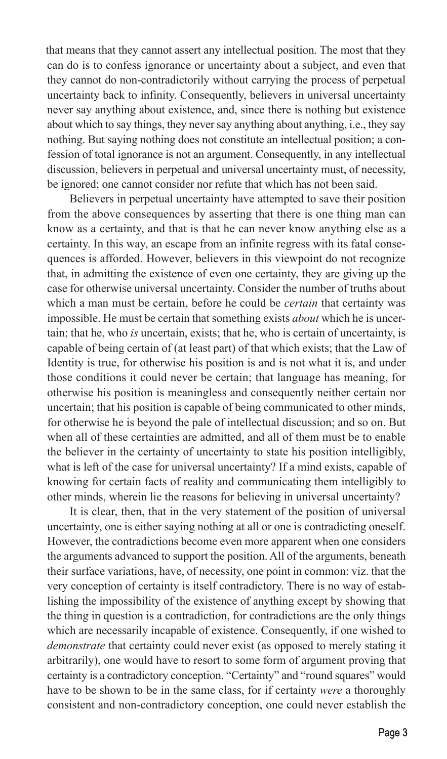that means that they cannot assert any intellectual position. The most that they can do is to confess ignorance or uncertainty about a subject, and even that they cannot do non-contradictorily without carrying the process of perpetual uncertainty back to infinity. Consequently, believers in universal uncertainty never say anything about existence, and, since there is nothing but existence about which to say things, they never say anything about anything, i.e., they say nothing. But saying nothing does not constitute an intellectual position; a confession of total ignorance is not an argument. Consequently, in any intellectual discussion, believers in perpetual and universal uncertainty must, of necessity, be ignored; one cannot consider nor refute that which has not been said.

Believers in perpetual uncertainty have attempted to save their position from the above consequences by asserting that there is one thing man can know as a certainty, and that is that he can never know anything else as a certainty. In this way, an escape from an infinite regress with its fatal consequences is afforded. However, believers in this viewpoint do not recognize that, in admitting the existence of even one certainty, they are giving up the case for otherwise universal uncertainty. Consider the number of truths about which a man must be certain, before he could be *certain* that certainty was impossible. He must be certain that something exists *about* which he is uncertain; that he, who *is* uncertain, exists; that he, who is certain of uncertainty, is capable of being certain of (at least part) of that which exists; that the Law of Identity is true, for otherwise his position is and is not what it is, and under those conditions it could never be certain; that language has meaning, for otherwise his position is meaningless and consequently neither certain nor uncertain; that his position is capable of being communicated to other minds, for otherwise he is beyond the pale of intellectual discussion; and so on. But when all of these certainties are admitted, and all of them must be to enable the believer in the certainty of uncertainty to state his position intelligibly, what is left of the case for universal uncertainty? If a mind exists, capable of knowing for certain facts of reality and communicating them intelligibly to other minds, wherein lie the reasons for believing in universal uncertainty?

It is clear, then, that in the very statement of the position of universal uncertainty, one is either saying nothing at all or one is contradicting oneself. However, the contradictions become even more apparent when one considers the arguments advanced to support the position. All of the arguments, beneath their surface variations, have, of necessity, one point in common: viz. that the very conception of certainty is itself contradictory. There is no way of establishing the impossibility of the existence of anything except by showing that the thing in question is a contradiction, for contradictions are the only things which are necessarily incapable of existence. Consequently, if one wished to *demonstrate* that certainty could never exist (as opposed to merely stating it arbitrarily), one would have to resort to some form of argument proving that certainty is a contradictory conception. "Certainty" and "round squares" would have to be shown to be in the same class, for if certainty *were* a thoroughly consistent and non-contradictory conception, one could never establish the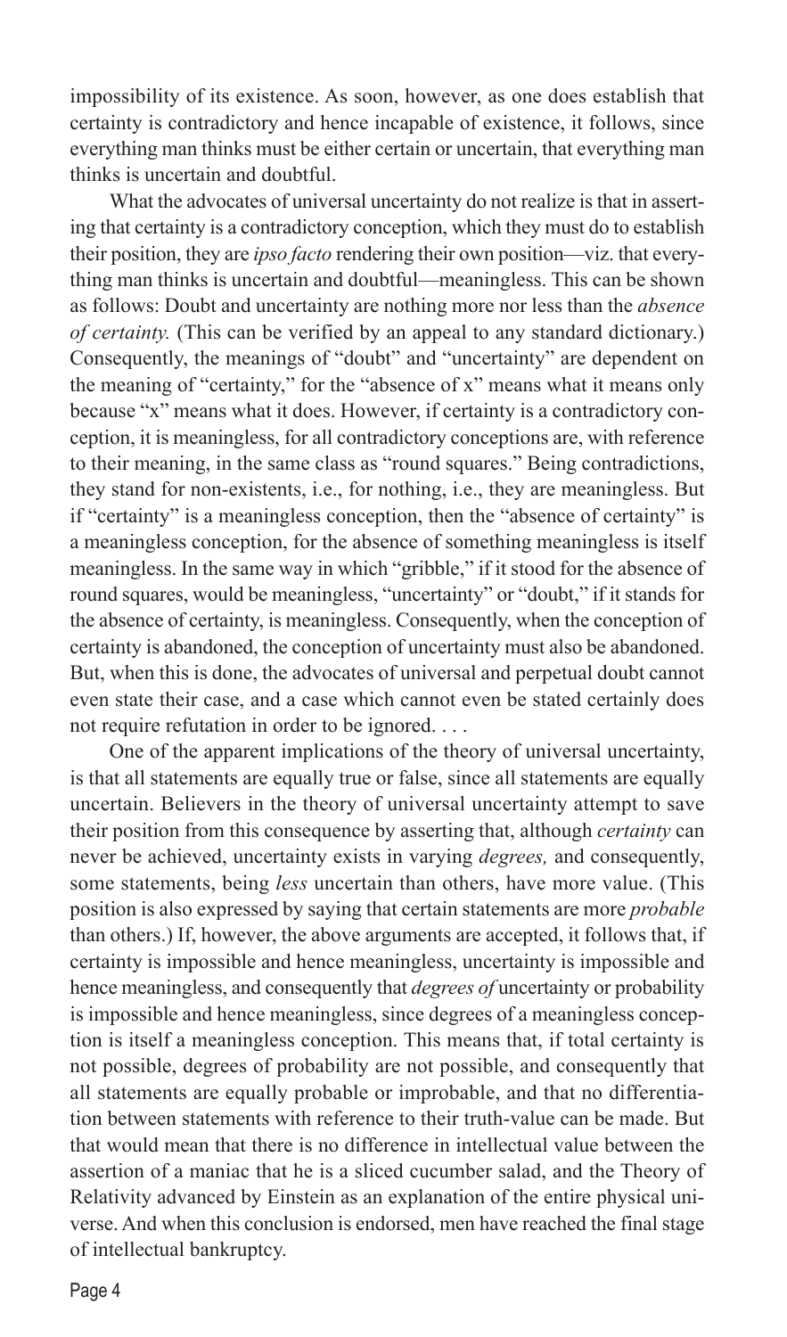impossibility of its existence. As soon, however, as one does establish that certainty is contradictory and hence incapable of existence, it follows, since everything man thinks must be either certain or uncertain, that everything man thinks is uncertain and doubtful.

What the advocates of universal uncertainty do not realize is that in asserting that certainty is a contradictory conception, which they must do to establish their position, they are *ipso facto* rendering their own position—viz. that everything man thinks is uncertain and doubtful—meaningless. This can be shown as follows: Doubt and uncertainty are nothing more nor less than the *absence of certainty.* (This can be verified by an appeal to any standard dictionary.) Consequently, the meanings of "doubt" and "uncertainty" are dependent on the meaning of "certainty," for the "absence of x" means what it means only because "x" means what it does. However, if certainty is a contradictory conception, it is meaningless, for all contradictory conceptions are, with reference to their meaning, in the same class as "round squares." Being contradictions, they stand for non-existents, i.e., for nothing, i.e., they are meaningless. But if "certainty" is a meaningless conception, then the "absence of certainty" is a meaningless conception, for the absence of something meaningless is itself meaningless. In the same way in which "gribble," if it stood for the absence of round squares, would be meaningless, "uncertainty" or "doubt," if it stands for the absence of certainty, is meaningless. Consequently, when the conception of certainty is abandoned, the conception of uncertainty must also be abandoned. But, when this is done, the advocates of universal and perpetual doubt cannot even state their case, and a case which cannot even be stated certainly does not require refutation in order to be ignored. . . .

One of the apparent implications of the theory of universal uncertainty, is that all statements are equally true or false, since all statements are equally uncertain. Believers in the theory of universal uncertainty attempt to save their position from this consequence by asserting that, although *certainty* can never be achieved, uncertainty exists in varying *degrees,* and consequently, some statements, being *less* uncertain than others, have more value. (This position is also expressed by saying that certain statements are more *probable* than others.) If, however, the above arguments are accepted, it follows that, if certainty is impossible and hence meaningless, uncertainty is impossible and hence meaningless, and consequently that *degrees of* uncertainty or probability is impossible and hence meaningless, since degrees of a meaningless conception is itself a meaningless conception. This means that, if total certainty is not possible, degrees of probability are not possible, and consequently that all statements are equally probable or improbable, and that no differentiation between statements with reference to their truth-value can be made. But that would mean that there is no difference in intellectual value between the assertion of a maniac that he is a sliced cucumber salad, and the Theory of Relativity advanced by Einstein as an explanation of the entire physical universe. And when this conclusion is endorsed, men have reached the final stage of intellectual bankruptcy.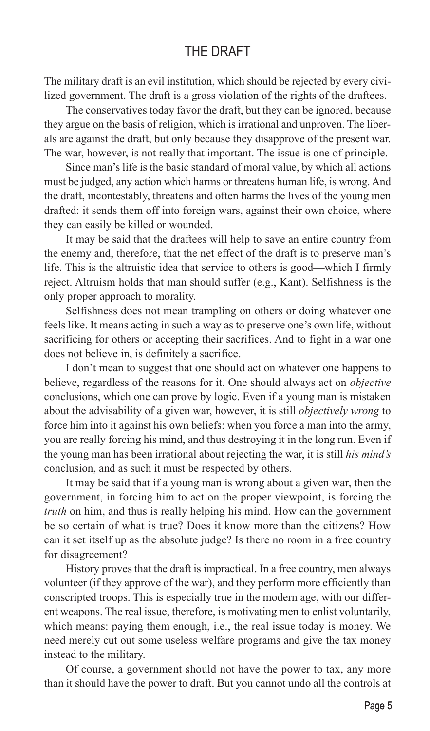# THE DRAFT

The military draft is an evil institution, which should be rejected by every civilized government. The draft is a gross violation of the rights of the draftees.

The conservatives today favor the draft, but they can be ignored, because they argue on the basis of religion, which is irrational and unproven. The liberals are against the draft, but only because they disapprove of the present war. The war, however, is not really that important. The issue is one of principle.

Since man's life is the basic standard of moral value, by which all actions must be judged, any action which harms or threatens human life, is wrong. And the draft, incontestably, threatens and often harms the lives of the young men drafted: it sends them off into foreign wars, against their own choice, where they can easily be killed or wounded.

It may be said that the draftees will help to save an entire country from the enemy and, therefore, that the net effect of the draft is to preserve man's life. This is the altruistic idea that service to others is good—which I firmly reject. Altruism holds that man should suffer (e.g., Kant). Selfishness is the only proper approach to morality.

Selfishness does not mean trampling on others or doing whatever one feels like. It means acting in such a way as to preserve one's own life, without sacrificing for others or accepting their sacrifices. And to fight in a war one does not believe in, is definitely a sacrifice.

I don't mean to suggest that one should act on whatever one happens to believe, regardless of the reasons for it. One should always act on *objective* conclusions, which one can prove by logic. Even if a young man is mistaken about the advisability of a given war, however, it is still *objectively wrong* to force him into it against his own beliefs: when you force a man into the army, you are really forcing his mind, and thus destroying it in the long run. Even if the young man has been irrational about rejecting the war, it is still *his mind's* conclusion, and as such it must be respected by others.

It may be said that if a young man is wrong about a given war, then the government, in forcing him to act on the proper viewpoint, is forcing the *truth* on him, and thus is really helping his mind. How can the government be so certain of what is true? Does it know more than the citizens? How can it set itself up as the absolute judge? Is there no room in a free country for disagreement?

History proves that the draft is impractical. In a free country, men always volunteer (if they approve of the war), and they perform more efficiently than conscripted troops. This is especially true in the modern age, with our different weapons. The real issue, therefore, is motivating men to enlist voluntarily, which means: paying them enough, i.e., the real issue today is money. We need merely cut out some useless welfare programs and give the tax money instead to the military.

Of course, a government should not have the power to tax, any more than it should have the power to draft. But you cannot undo all the controls at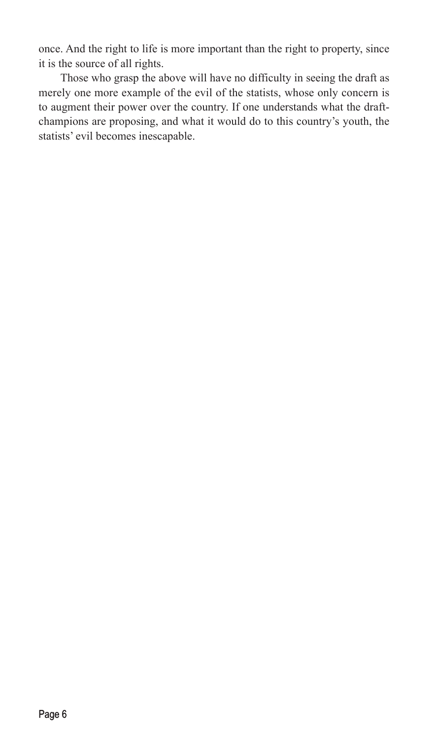once. And the right to life is more important than the right to property, since it is the source of all rights.

Those who grasp the above will have no difficulty in seeing the draft as merely one more example of the evil of the statists, whose only concern is to augment their power over the country. If one understands what the draft-champions are proposing, and what it would do to this country's youth, the statists' evil becomes inescapable.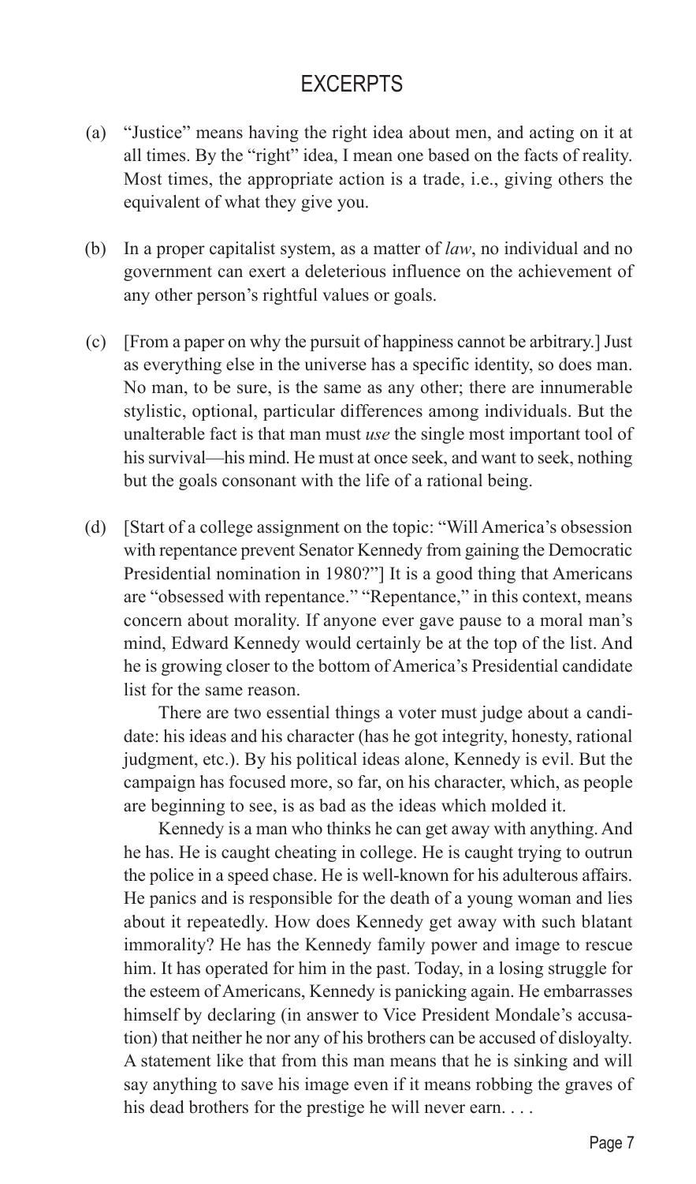## EXCERPTS

(a) "Justice" means having the right idea about men, and acting on it at all times. By the "right" idea, I mean one based on the facts of reality. Most times, the appropriate action is a trade, i.e., giving others the equivalent of what they give you.

(b) In a proper capitalist system, as a matter of *law*, no individual and no government can exert a deleterious influence on the achievement of any other person's rightful values or goals.

(c) [From a paper on why the pursuit of happiness cannot be arbitrary.] Just as everything else in the universe has a specific identity, so does man. No man, to be sure, is the same as any other; there are innumerable stylistic, optional, particular differences among individuals. But the unalterable fact is that man must *use* the single most important tool of his survival—his mind. He must at once seek, and want to seek, nothing but the goals consonant with the life of a rational being.

(d) [Start of a college assignment on the topic: "Will America's obsession with repentance prevent Senator Kennedy from gaining the Democratic Presidential nomination in 1980?"] It is a good thing that Americans are "obsessed with repentance." "Repentance," in this context, means concern about morality. If anyone ever gave pause to a moral man's mind, Edward Kennedy would certainly be at the top of the list. And he is growing closer to the bottom of America's Presidential candidate list for the same reason.

There are two essential things a voter must judge about a candidate: his ideas and his character (has he got integrity, honesty, rational judgment, etc.). By his political ideas alone, Kennedy is evil. But the campaign has focused more, so far, on his character, which, as people are beginning to see, is as bad as the ideas which molded it.

Kennedy is a man who thinks he can get away with anything. And he has. He is caught cheating in college. He is caught trying to outrun the police in a speed chase. He is well-known for his adulterous affairs. He panics and is responsible for the death of a young woman and lies about it repeatedly. How does Kennedy get away with such blatant immorality? He has the Kennedy family power and image to rescue him. It has operated for him in the past. Today, in a losing struggle for the esteem of Americans, Kennedy is panicking again. He embarrasses himself by declaring (in answer to Vice President Mondale's accusation) that neither he nor any of his brothers can be accused of disloyalty. A statement like that from this man means that he is sinking and will say anything to save his image even if it means robbing the graves of his dead brothers for the prestige he will never earn. . . .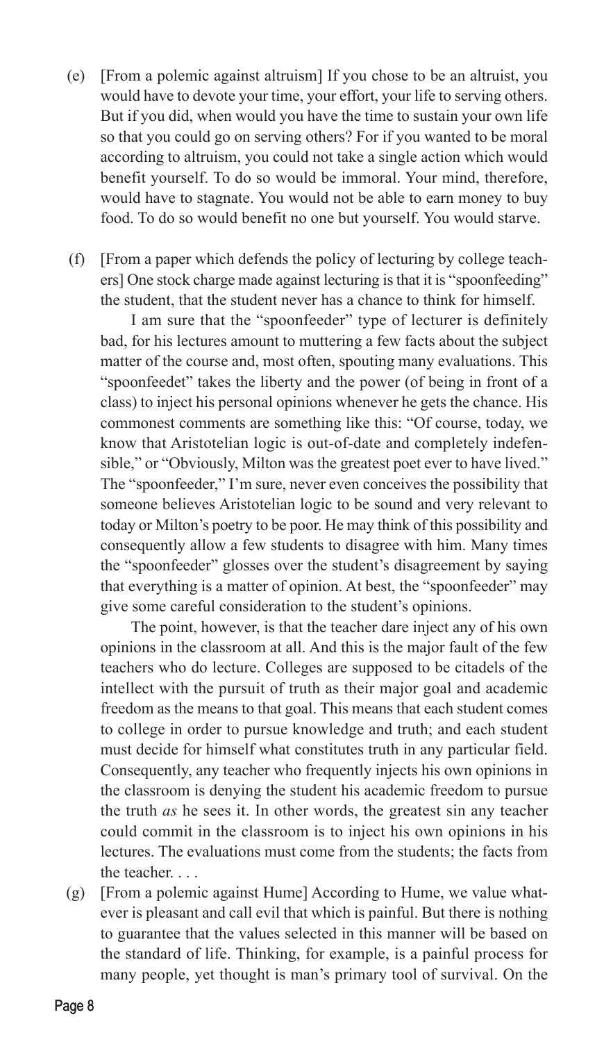(e) [From a polemic against altruism] If you chose to be an altruist, you would have to devote your time, your effort, your life to serving others. But if you did, when would you have the time to sustain your own life so that you could go on serving others? For if you wanted to be moral according to altruism, you could not take a single action which would benefit yourself. To do so would be immoral. Your mind, therefore, would have to stagnate. You would not be able to earn money to buy food. To do so would benefit no one but yourself. You would starve.

(f) [From a paper which defends the policy of lecturing by college teachers] One stock charge made against lecturing is that it is "spoonfeeding" the student, that the student never has a chance to think for himself.

I am sure that the "spoonfeeder" type of lecturer is definitely bad, for his lectures amount to muttering a few facts about the subject matter of the course and, most often, spouting many evaluations. This "spoonfeedet" takes the liberty and the power (of being in front of a class) to inject his personal opinions whenever he gets the chance. His commonest comments are something like this: "Of course, today, we know that Aristotelian logic is out-of-date and completely indefensible," or "Obviously, Milton was the greatest poet ever to have lived." The "spoonfeeder," I'm sure, never even conceives the possibility that someone believes Aristotelian logic to be sound and very relevant to today or Milton's poetry to be poor. He may think of this possibility and consequently allow a few students to disagree with him. Many times the "spoonfeeder" glosses over the student's disagreement by saying that everything is a matter of opinion. At best, the "spoonfeeder" may give some careful consideration to the student's opinions.

The point, however, is that the teacher dare inject any of his own opinions in the classroom at all. And this is the major fault of the few teachers who do lecture. Colleges are supposed to be citadels of the intellect with the pursuit of truth as their major goal and academic freedom as the means to that goal. This means that each student comes to college in order to pursue knowledge and truth; and each student must decide for himself what constitutes truth in any particular field. Consequently, any teacher who frequently injects his own opinions in the classroom is denying the student his academic freedom to pursue the truth *as* he sees it. In other words, the greatest sin any teacher could commit in the classroom is to inject his own opinions in his lectures. The evaluations must come from the students; the facts from the teacher. . . .

(g) [From a polemic against Hume] According to Hume, we value whatever is pleasant and call evil that which is painful. But there is nothing to guarantee that the values selected in this manner will be based on the standard of life. Thinking, for example, is a painful process for many people, yet thought is man's primary tool of survival. On the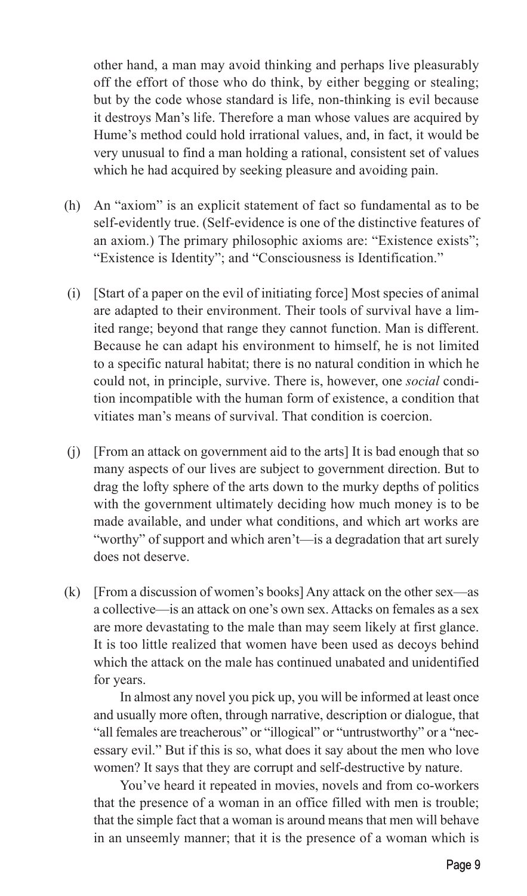other hand, a man may avoid thinking and perhaps live pleasurably off the effort of those who do think, by either begging or stealing; but by the code whose standard is life, non-thinking is evil because it destroys Man's life. Therefore a man whose values are acquired by Hume's method could hold irrational values, and, in fact, it would be very unusual to find a man holding a rational, consistent set of values which he had acquired by seeking pleasure and avoiding pain.

(h) An "axiom" is an explicit statement of fact so fundamental as to be self-evidently true. (Self-evidence is one of the distinctive features of an axiom.) The primary philosophic axioms are: "Existence exists"; "Existence is Identity"; and "Consciousness is Identification."

(i) [Start of a paper on the evil of initiating force] Most species of animal are adapted to their environment. Their tools of survival have a limited range; beyond that range they cannot function. Man is different. Because he can adapt his environment to himself, he is not limited to a specific natural habitat; there is no natural condition in which he could not, in principle, survive. There is, however, one *social* condition incompatible with the human form of existence, a condition that vitiates man's means of survival. That condition is coercion.

(j) [From an attack on government aid to the arts] It is bad enough that so many aspects of our lives are subject to government direction. But to drag the lofty sphere of the arts down to the murky depths of politics with the government ultimately deciding how much money is to be made available, and under what conditions, and which art works are "worthy" of support and which aren't—is a degradation that art surely does not deserve.

(k) [From a discussion of women's books] Any attack on the other sex—as a collective—is an attack on one's own sex. Attacks on females as a sex are more devastating to the male than may seem likely at first glance. It is too little realized that women have been used as decoys behind which the attack on the male has continued unabated and unidentified for years.

In almost any novel you pick up, you will be informed at least once and usually more often, through narrative, description or dialogue, that "all females are treacherous" or "illogical" or "untrustworthy" or a "necessary evil." But if this is so, what does it say about the men who love women? It says that they are corrupt and self-destructive by nature.

You've heard it repeated in movies, novels and from co-workers that the presence of a woman in an office filled with men is trouble; that the simple fact that a woman is around means that men will behave in an unseemly manner; that it is the presence of a woman which is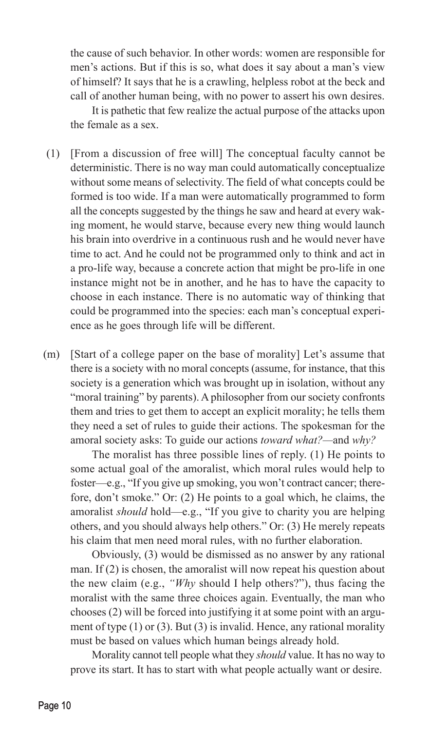the cause of such behavior. In other words: women are responsible for men's actions. But if this is so, what does it say about a man's view of himself? It says that he is a crawling, helpless robot at the beck and call of another human being, with no power to assert his own desires.

It is pathetic that few realize the actual purpose of the attacks upon the female as a sex.

(l) [From a discussion of free will] The conceptual faculty cannot be deterministic. There is no way man could automatically conceptualize without some means of selectivity. The field of what concepts could be formed is too wide. If a man were automatically programmed to form all the concepts suggested by the things he saw and heard at every waking moment, he would starve, because every new thing would launch his brain into overdrive in a continuous rush and he would never have time to act. And he could not be programmed only to think and act in a pro-life way, because a concrete action that might be pro-life in one instance might not be in another, and he has to have the capacity to choose in each instance. There is no automatic way of thinking that could be programmed into the species: each man's conceptual experience as he goes through life will be different.

(m) [Start of a college paper on the base of morality] Let's assume that there is a society with no moral concepts (assume, for instance, that this society is a generation which was brought up in isolation, without any "moral training" by parents). A philosopher from our society confronts them and tries to get them to accept an explicit morality; he tells them they need a set of rules to guide their actions. The spokesman for the amoral society asks: To guide our actions *toward what?*—and *why?*

The moralist has three possible lines of reply. (1) He points to some actual goal of the amoralist, which moral rules would help to foster—e.g., "If you give up smoking, you won't contract cancer; therefore, don't smoke." Or: (2) He points to a goal which, he claims, the amoralist *should* hold—e.g., "If you give to charity you are helping others, and you should always help others." Or: (3) He merely repeats his claim that men need moral rules, with no further elaboration.

Obviously, (3) would be dismissed as no answer by any rational man. If (2) is chosen, the amoralist will now repeat his question about the new claim (e.g., *"Why* should I help others?"), thus facing the moralist with the same three choices again. Eventually, the man who chooses (2) will be forced into justifying it at some point with an argument of type (1) or (3). But (3) is invalid. Hence, any rational morality must be based on values which human beings already hold.

Morality cannot tell people what they *should* value. It has no way to prove its start. It has to start with what people actually want or desire.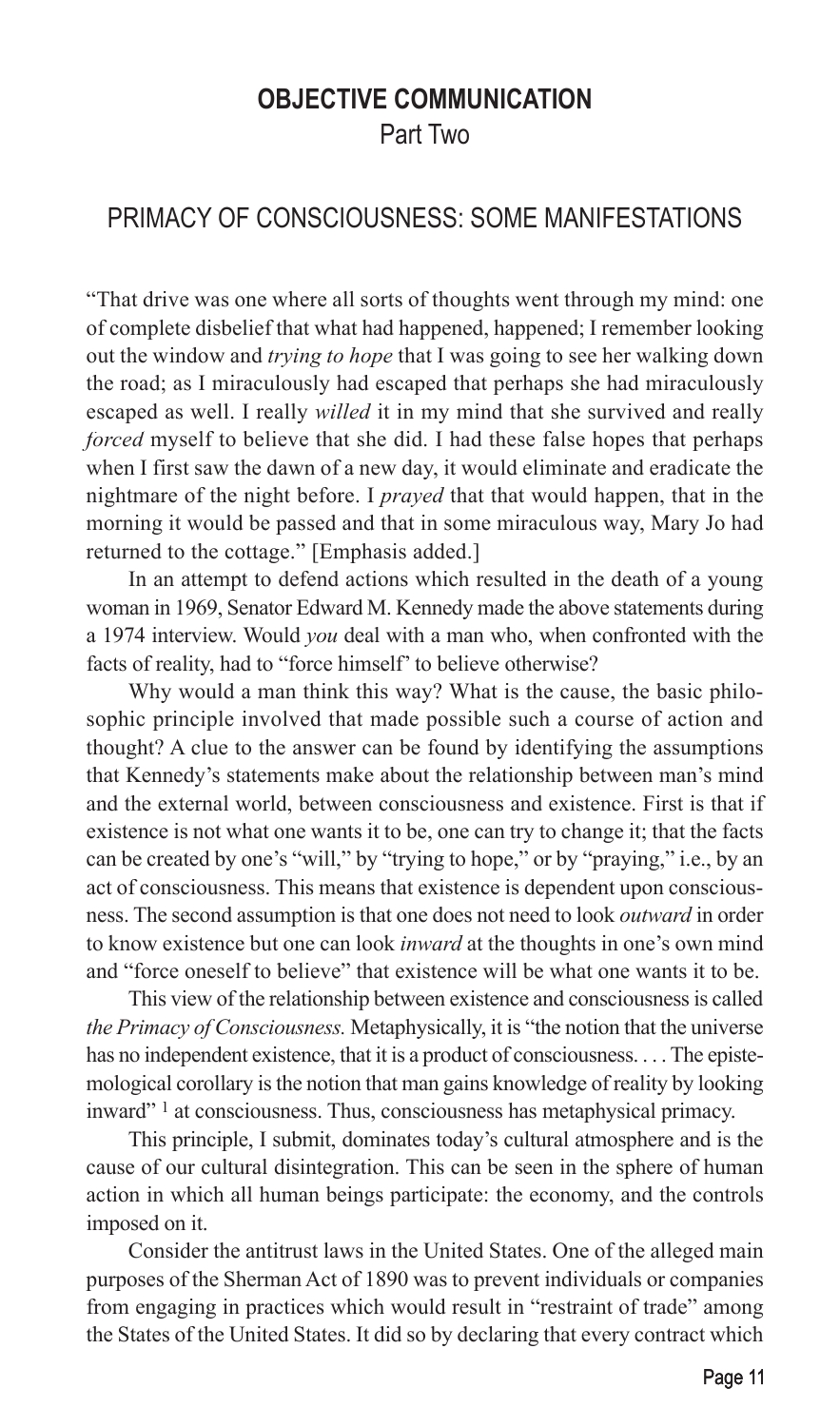## OBJECTIVE COMMUNICATION

Part Two

## PRIMACY OF CONSCIOUSNESS: SOME MANIFESTATIONS

"That drive was one where all sorts of thoughts went through my mind: one of complete disbelief that what had happened, happened; I remember looking out the window and *trying to hope* that I was going to see her walking down the road; as I miraculously had escaped that perhaps she had miraculously escaped as well. I really *willed* it in my mind that she survived and really *forced* myself to believe that she did. I had these false hopes that perhaps when I first saw the dawn of a new day, it would eliminate and eradicate the nightmare of the night before. I *prayed* that that would happen, that in the morning it would be passed and that in some miraculous way, Mary Jo had returned to the cottage." [Emphasis added.]

In an attempt to defend actions which resulted in the death of a young woman in 1969, Senator Edward M. Kennedy made the above statements during a 1974 interview. Would *you* deal with a man who, when confronted with the facts of reality, had to "force himself' to believe otherwise?

Why would a man think this way? What is the cause, the basic philosophic principle involved that made possible such a course of action and thought? A clue to the answer can be found by identifying the assumptions that Kennedy's statements make about the relationship between man's mind and the external world, between consciousness and existence. First is that if existence is not what one wants it to be, one can try to change it; that the facts can be created by one's "will," by "trying to hope," or by "praying," i.e., by an act of consciousness. This means that existence is dependent upon consciousness. The second assumption is that one does not need to look *outward* in order to know existence but one can look *inward* at the thoughts in one's own mind and "force oneself to believe" that existence will be what one wants it to be.

This view of the relationship between existence and consciousness is called *the Primacy of Consciousness.* Metaphysically, it is "the notion that the universe has no independent existence, that it is a product of consciousness. . . . The epistemological corollary is the notion that man gains knowledge of reality by looking inward" [1] at consciousness. Thus, consciousness has metaphysical primacy.

This principle, I submit, dominates today's cultural atmosphere and is the cause of our cultural disintegration. This can be seen in the sphere of human action in which all human beings participate: the economy, and the controls imposed on it.

Consider the antitrust laws in the United States. One of the alleged main purposes of the Sherman Act of 1890 was to prevent individuals or companies from engaging in practices which would result in "restraint of trade" among the States of the United States. It did so by declaring that every contract which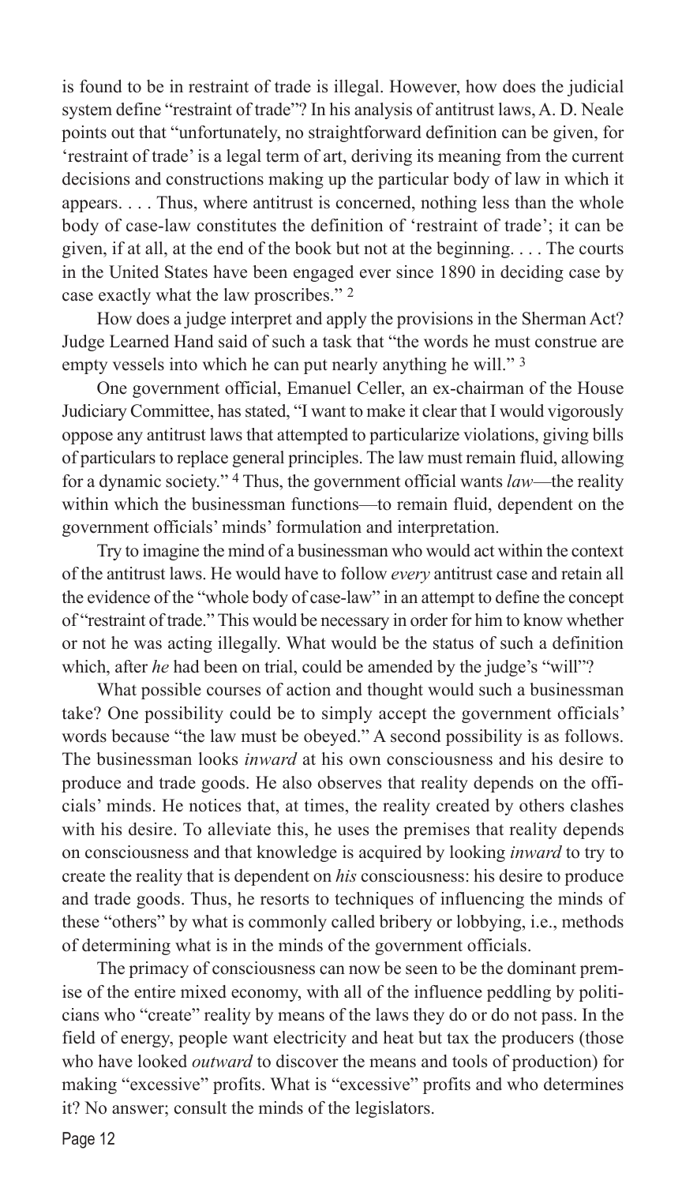is found to be in restraint of trade is illegal. However, how does the judicial system define "restraint of trade"? In his analysis of antitrust laws, A. D. Neale points out that "unfortunately, no straightforward definition can be given, for 'restraint of trade' is a legal term of art, deriving its meaning from the current decisions and constructions making up the particular body of law in which it appears. . . . Thus, where antitrust is concerned, nothing less than the whole body of case-law constitutes the definition of 'restraint of trade'; it can be given, if at all, at the end of the book but not at the beginning. . . . The courts in the United States have been engaged ever since 1890 in deciding case by case exactly what the law proscribes." [2]

How does a judge interpret and apply the provisions in the Sherman Act? Judge Learned Hand said of such a task that "the words he must construe are empty vessels into which he can put nearly anything he will." [3]

One government official, Emanuel Celler, an ex-chairman of the House Judiciary Committee, has stated, "I want to make it clear that I would vigorously oppose any antitrust laws that attempted to particularize violations, giving bills of particulars to replace general principles. The law must remain fluid, allowing for a dynamic society." [4] Thus, the government official wants *law*—the reality within which the businessman functions—to remain fluid, dependent on the government officials' minds' formulation and interpretation.

Try to imagine the mind of a businessman who would act within the context of the antitrust laws. He would have to follow *every* antitrust case and retain all the evidence of the "whole body of case-law" in an attempt to define the concept of "restraint of trade." This would be necessary in order for him to know whether or not he was acting illegally. What would be the status of such a definition which, after *he* had been on trial, could be amended by the judge's "will"?

What possible courses of action and thought would such a businessman take? One possibility could be to simply accept the government officials' words because "the law must be obeyed." A second possibility is as follows. The businessman looks *inward* at his own consciousness and his desire to produce and trade goods. He also observes that reality depends on the officials' minds. He notices that, at times, the reality created by others clashes with his desire. To alleviate this, he uses the premises that reality depends on consciousness and that knowledge is acquired by looking *inward* to try to create the reality that is dependent on *his* consciousness: his desire to produce and trade goods. Thus, he resorts to techniques of influencing the minds of these "others" by what is commonly called bribery or lobbying, i.e., methods of determining what is in the minds of the government officials.

The primacy of consciousness can now be seen to be the dominant premise of the entire mixed economy, with all of the influence peddling by politicians who "create" reality by means of the laws they do or do not pass. In the field of energy, people want electricity and heat but tax the producers (those who have looked *outward* to discover the means and tools of production) for making "excessive" profits. What is "excessive" profits and who determines it? No answer; consult the minds of the legislators.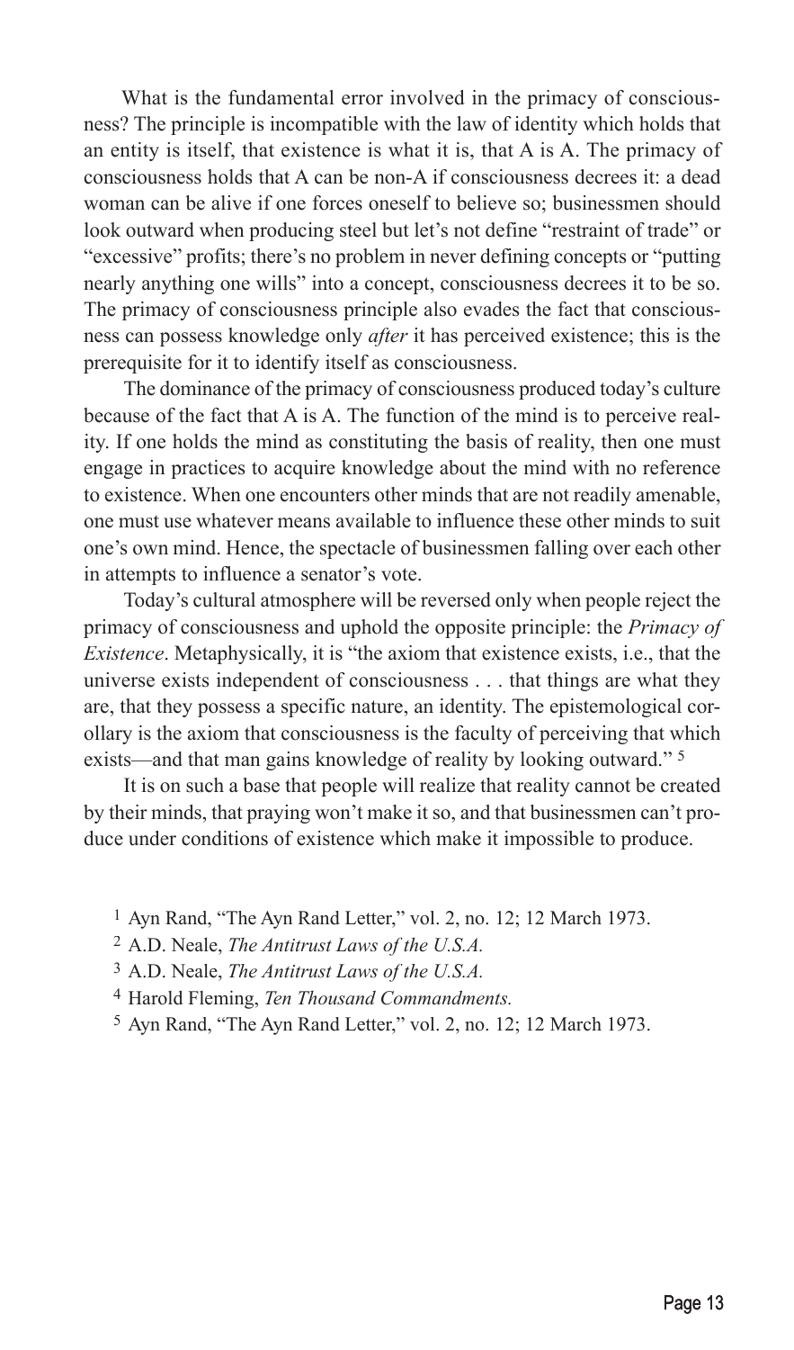What is the fundamental error involved in the primacy of consciousness? The principle is incompatible with the law of identity which holds that an entity is itself, that existence is what it is, that A is A. The primacy of consciousness holds that A can be non-A if consciousness decrees it: a dead woman can be alive if one forces oneself to believe so; businessmen should look outward when producing steel but let's not define "restraint of trade" or "excessive" profits; there's no problem in never defining concepts or "putting nearly anything one wills" into a concept, consciousness decrees it to be so. The primacy of consciousness principle also evades the fact that consciousness can possess knowledge only *after* it has perceived existence; this is the prerequisite for it to identify itself as consciousness.

The dominance of the primacy of consciousness produced today's culture because of the fact that A is A. The function of the mind is to perceive reality. If one holds the mind as constituting the basis of reality, then one must engage in practices to acquire knowledge about the mind with no reference to existence. When one encounters other minds that are not readily amenable, one must use whatever means available to influence these other minds to suit one's own mind. Hence, the spectacle of businessmen falling over each other in attempts to influence a senator's vote.

Today's cultural atmosphere will be reversed only when people reject the primacy of consciousness and uphold the opposite principle: the *Primacy of Existence*. Metaphysically, it is "the axiom that existence exists, i.e., that the universe exists independent of consciousness . . . that things are what they are, that they possess a specific nature, an identity. The epistemological corollary is the axiom that consciousness is the faculty of perceiving that which exists—and that man gains knowledge of reality by looking outward." [5]

It is on such a base that people will realize that reality cannot be created by their minds, that praying won't make it so, and that businessmen can't produce under conditions of existence which make it impossible to produce.

[1] Ayn Rand, "The Ayn Rand Letter," vol. 2, no. 12; 12 March 1973.

[2] A.D. Neale, *The Antitrust Laws of the U.S.A.*

[3] A.D. Neale, *The Antitrust Laws of the U.S.A.*

[4] Harold Fleming, *Ten Thousand Commandments.*

[5] Ayn Rand, "The Ayn Rand Letter," vol. 2, no. 12; 12 March 1973.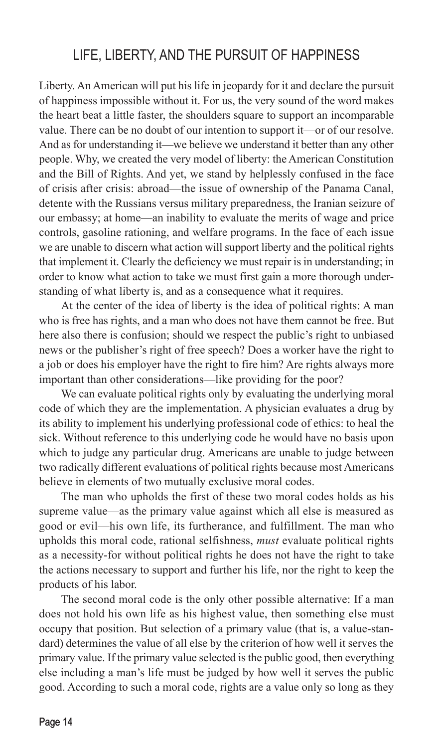## LIFE, LIBERTY, AND THE PURSUIT OF HAPPINESS

Liberty. An American will put his life in jeopardy for it and declare the pursuit of happiness impossible without it. For us, the very sound of the word makes the heart beat a little faster, the shoulders square to support an incomparable value. There can be no doubt of our intention to support it—or of our resolve. And as for understanding it—we believe we understand it better than any other people. Why, we created the very model of liberty: the American Constitution and the Bill of Rights. And yet, we stand by helplessly confused in the face of crisis after crisis: abroad—the issue of ownership of the Panama Canal, detente with the Russians versus military preparedness, the Iranian seizure of our embassy; at home—an inability to evaluate the merits of wage and price controls, gasoline rationing, and welfare programs. In the face of each issue we are unable to discern what action will support liberty and the political rights that implement it. Clearly the deficiency we must repair is in understanding; in order to know what action to take we must first gain a more thorough understanding of what liberty is, and as a consequence what it requires.

At the center of the idea of liberty is the idea of political rights: A man who is free has rights, and a man who does not have them cannot be free. But here also there is confusion; should we respect the public's right to unbiased news or the publisher's right of free speech? Does a worker have the right to a job or does his employer have the right to fire him? Are rights always more important than other considerations—like providing for the poor?

We can evaluate political rights only by evaluating the underlying moral code of which they are the implementation. A physician evaluates a drug by its ability to implement his underlying professional code of ethics: to heal the sick. Without reference to this underlying code he would have no basis upon which to judge any particular drug. Americans are unable to judge between two radically different evaluations of political rights because most Americans believe in elements of two mutually exclusive moral codes.

The man who upholds the first of these two moral codes holds as his supreme value—as the primary value against which all else is measured as good or evil—his own life, its furtherance, and fulfillment. The man who upholds this moral code, rational selfishness, *must* evaluate political rights as a necessity-for without political rights he does not have the right to take the actions necessary to support and further his life, nor the right to keep the products of his labor.

The second moral code is the only other possible alternative: If a man does not hold his own life as his highest value, then something else must occupy that position. But selection of a primary value (that is, a value-standard) determines the value of all else by the criterion of how well it serves the primary value. If the primary value selected is the public good, then everything else including a man's life must be judged by how well it serves the public good. According to such a moral code, rights are a value only so long as they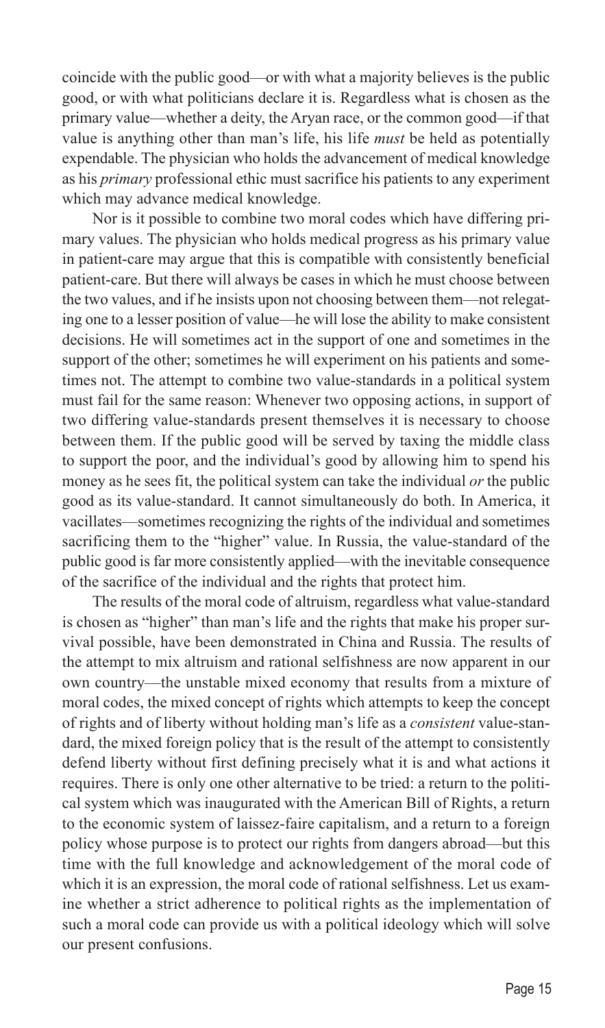coincide with the public good—or with what a majority believes is the public good, or with what politicians declare it is. Regardless what is chosen as the primary value—whether a deity, the Aryan race, or the common good—if that value is anything other than man's life, his life *must* be held as potentially expendable. The physician who holds the advancement of medical knowledge as his *primary* professional ethic must sacrifice his patients to any experiment which may advance medical knowledge.

Nor is it possible to combine two moral codes which have differing primary values. The physician who holds medical progress as his primary value in patient-care may argue that this is compatible with consistently beneficial patient-care. But there will always be cases in which he must choose between the two values, and if he insists upon not choosing between them—not relegating one to a lesser position of value—he will lose the ability to make consistent decisions. He will sometimes act in the support of one and sometimes in the support of the other; sometimes he will experiment on his patients and sometimes not. The attempt to combine two value-standards in a political system must fail for the same reason: Whenever two opposing actions, in support of two differing value-standards present themselves it is necessary to choose between them. If the public good will be served by taxing the middle class to support the poor, and the individual's good by allowing him to spend his money as he sees fit, the political system can take the individual *or* the public good as its value-standard. It cannot simultaneously do both. In America, it vacillates—sometimes recognizing the rights of the individual and sometimes sacrificing them to the "higher" value. In Russia, the value-standard of the public good is far more consistently applied—with the inevitable consequence of the sacrifice of the individual and the rights that protect him.

The results of the moral code of altruism, regardless what value-standard is chosen as "higher" than man's life and the rights that make his proper survival possible, have been demonstrated in China and Russia. The results of the attempt to mix altruism and rational selfishness are now apparent in our own country—the unstable mixed economy that results from a mixture of moral codes, the mixed concept of rights which attempts to keep the concept of rights and of liberty without holding man's life as a *consistent* value-standard, the mixed foreign policy that is the result of the attempt to consistently defend liberty without first defining precisely what it is and what actions it requires. There is only one other alternative to be tried: a return to the political system which was inaugurated with the American Bill of Rights, a return to the economic system of laissez-faire capitalism, and a return to a foreign policy whose purpose is to protect our rights from dangers abroad—but this time with the full knowledge and acknowledgement of the moral code of which it is an expression, the moral code of rational selfishness. Let us examine whether a strict adherence to political rights as the implementation of such a moral code can provide us with a political ideology which will solve our present confusions.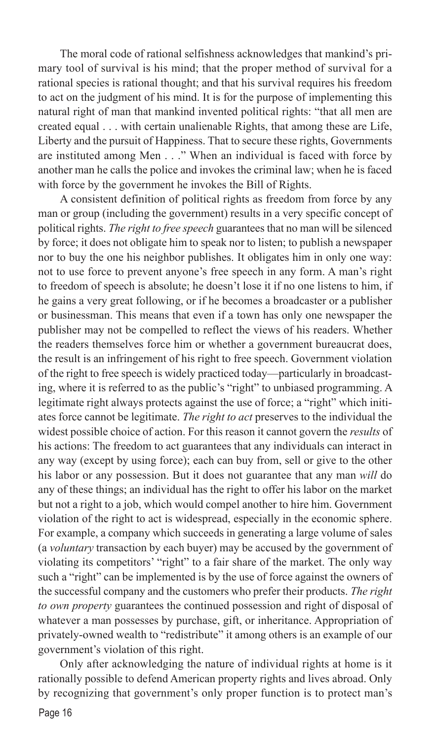The moral code of rational selfishness acknowledges that mankind's primary tool of survival is his mind; that the proper method of survival for a rational species is rational thought; and that his survival requires his freedom to act on the judgment of his mind. It is for the purpose of implementing this natural right of man that mankind invented political rights: "that all men are created equal . . . with certain unalienable Rights, that among these are Life, Liberty and the pursuit of Happiness. That to secure these rights, Governments are instituted among Men . . ." When an individual is faced with force by another man he calls the police and invokes the criminal law; when he is faced with force by the government he invokes the Bill of Rights.

A consistent definition of political rights as freedom from force by any man or group (including the government) results in a very specific concept of political rights. *The right to free speech* guarantees that no man will be silenced by force; it does not obligate him to speak nor to listen; to publish a newspaper nor to buy the one his neighbor publishes. It obligates him in only one way: not to use force to prevent anyone's free speech in any form. A man's right to freedom of speech is absolute; he doesn't lose it if no one listens to him, if he gains a very great following, or if he becomes a broadcaster or a publisher or businessman. This means that even if a town has only one newspaper the publisher may not be compelled to reflect the views of his readers. Whether the readers themselves force him or whether a government bureaucrat does, the result is an infringement of his right to free speech. Government violation of the right to free speech is widely practiced today—particularly in broadcasting, where it is referred to as the public's "right" to unbiased programming. A legitimate right always protects against the use of force; a "right" which initiates force cannot be legitimate. *The right to act* preserves to the individual the widest possible choice of action. For this reason it cannot govern the *results* of his actions: The freedom to act guarantees that any individuals can interact in any way (except by using force); each can buy from, sell or give to the other his labor or any possession. But it does not guarantee that any man *will* do any of these things; an individual has the right to offer his labor on the market but not a right to a job, which would compel another to hire him. Government violation of the right to act is widespread, especially in the economic sphere. For example, a company which succeeds in generating a large volume of sales (a *voluntary* transaction by each buyer) may be accused by the government of violating its competitors' "right" to a fair share of the market. The only way such a "right" can be implemented is by the use of force against the owners of the successful company and the customers who prefer their products. *The right to own property* guarantees the continued possession and right of disposal of whatever a man possesses by purchase, gift, or inheritance. Appropriation of privately-owned wealth to "redistribute" it among others is an example of our government's violation of this right.

Only after acknowledging the nature of individual rights at home is it rationally possible to defend American property rights and lives abroad. Only by recognizing that government's only proper function is to protect man's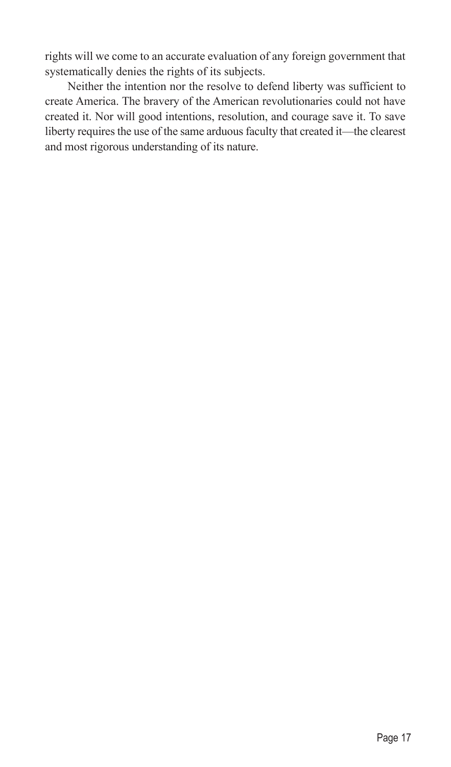rights will we come to an accurate evaluation of any foreign government that systematically denies the rights of its subjects.

Neither the intention nor the resolve to defend liberty was sufficient to create America. The bravery of the American revolutionaries could not have created it. Nor will good intentions, resolution, and courage save it. To save liberty requires the use of the same arduous faculty that created it—the clearest and most rigorous understanding of its nature.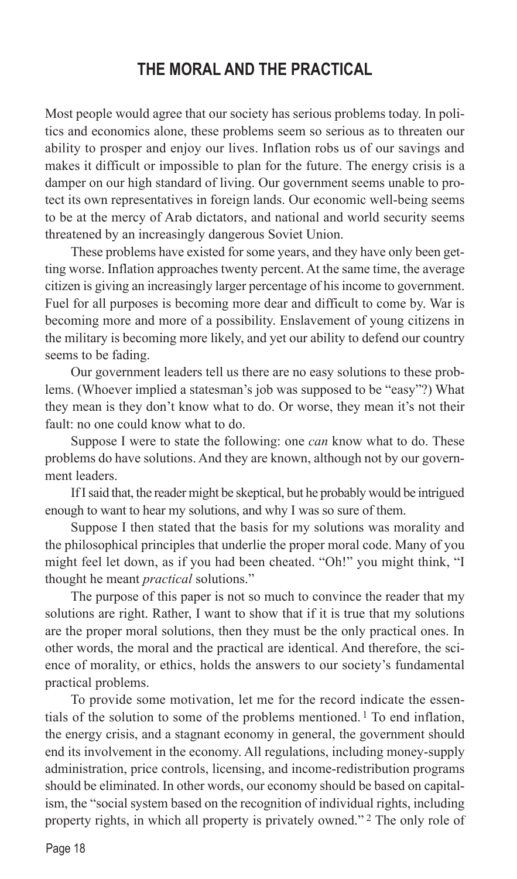# THE MORAL AND THE PRACTICAL

Most people would agree that our society has serious problems today. In politics and economics alone, these problems seem so serious as to threaten our ability to prosper and enjoy our lives. Inflation robs us of our savings and makes it difficult or impossible to plan for the future. The energy crisis is a damper on our high standard of living. Our government seems unable to protect its own representatives in foreign lands. Our economic well-being seems to be at the mercy of Arab dictators, and national and world security seems threatened by an increasingly dangerous Soviet Union.

These problems have existed for some years, and they have only been getting worse. Inflation approaches twenty percent. At the same time, the average citizen is giving an increasingly larger percentage of his income to government. Fuel for all purposes is becoming more dear and difficult to come by. War is becoming more and more of a possibility. Enslavement of young citizens in the military is becoming more likely, and yet our ability to defend our country seems to be fading.

Our government leaders tell us there are no easy solutions to these problems. (Whoever implied a statesman's job was supposed to be "easy"?) What they mean is they don't know what to do. Or worse, they mean it's not their fault: no one could know what to do.

Suppose I were to state the following: one *can* know what to do. These problems do have solutions. And they are known, although not by our government leaders.

If I said that, the reader might be skeptical, but he probably would be intrigued enough to want to hear my solutions, and why I was so sure of them.

Suppose I then stated that the basis for my solutions was morality and the philosophical principles that underlie the proper moral code. Many of you might feel let down, as if you had been cheated. "Oh!" you might think, "I thought he meant *practical* solutions."

The purpose of this paper is not so much to convince the reader that my solutions are right. Rather, I want to show that if it is true that my solutions are the proper moral solutions, then they must be the only practical ones. In other words, the moral and the practical are identical. And therefore, the science of morality, or ethics, holds the answers to our society's fundamental practical problems.

To provide some motivation, let me for the record indicate the essentials of the solution to some of the problems mentioned.[1] To end inflation, the energy crisis, and a stagnant economy in general, the government should end its involvement in the economy. All regulations, including money-supply administration, price controls, licensing, and income-redistribution programs should be eliminated. In other words, our economy should be based on capitalism, the "social system based on the recognition of individual rights, including property rights, in which all property is privately owned."[2] The only role of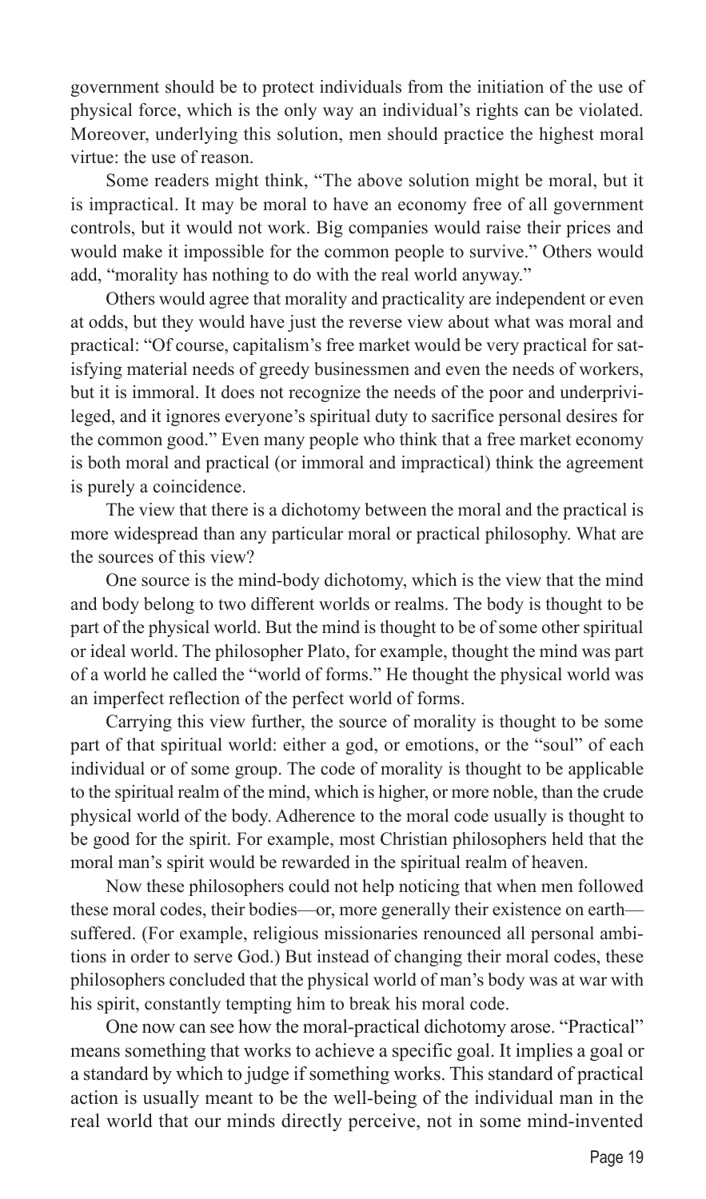government should be to protect individuals from the initiation of the use of physical force, which is the only way an individual's rights can be violated. Moreover, underlying this solution, men should practice the highest moral virtue: the use of reason.

Some readers might think, "The above solution might be moral, but it is impractical. It may be moral to have an economy free of all government controls, but it would not work. Big companies would raise their prices and would make it impossible for the common people to survive." Others would add, "morality has nothing to do with the real world anyway."

Others would agree that morality and practicality are independent or even at odds, but they would have just the reverse view about what was moral and practical: "Of course, capitalism's free market would be very practical for satisfying material needs of greedy businessmen and even the needs of workers, but it is immoral. It does not recognize the needs of the poor and underprivileged, and it ignores everyone's spiritual duty to sacrifice personal desires for the common good." Even many people who think that a free market economy is both moral and practical (or immoral and impractical) think the agreement is purely a coincidence.

The view that there is a dichotomy between the moral and the practical is more widespread than any particular moral or practical philosophy. What are the sources of this view?

One source is the mind-body dichotomy, which is the view that the mind and body belong to two different worlds or realms. The body is thought to be part of the physical world. But the mind is thought to be of some other spiritual or ideal world. The philosopher Plato, for example, thought the mind was part of a world he called the "world of forms." He thought the physical world was an imperfect reflection of the perfect world of forms.

Carrying this view further, the source of morality is thought to be some part of that spiritual world: either a god, or emotions, or the "soul" of each individual or of some group. The code of morality is thought to be applicable to the spiritual realm of the mind, which is higher, or more noble, than the crude physical world of the body. Adherence to the moral code usually is thought to be good for the spirit. For example, most Christian philosophers held that the moral man's spirit would be rewarded in the spiritual realm of heaven.

Now these philosophers could not help noticing that when men followed these moral codes, their bodies—or, more generally their existence on earth—suffered. (For example, religious missionaries renounced all personal ambitions in order to serve God.) But instead of changing their moral codes, these philosophers concluded that the physical world of man's body was at war with his spirit, constantly tempting him to break his moral code.

One now can see how the moral-practical dichotomy arose. "Practical" means something that works to achieve a specific goal. It implies a goal or a standard by which to judge if something works. This standard of practical action is usually meant to be the well-being of the individual man in the real world that our minds directly perceive, not in some mind-invented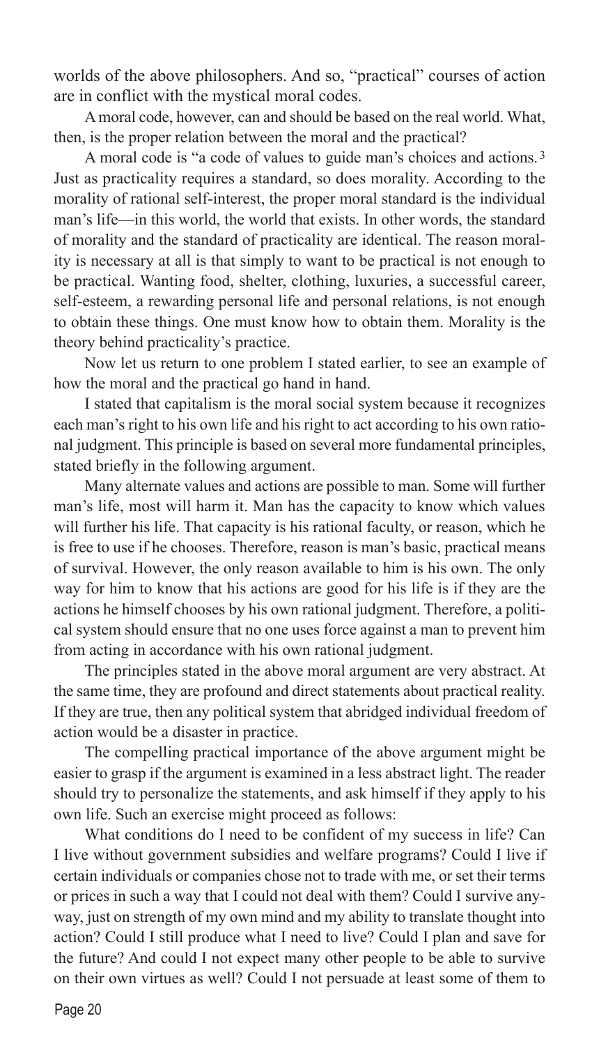worlds of the above philosophers. And so, "practical" courses of action are in conflict with the mystical moral codes.

A moral code, however, can and should be based on the real world. What, then, is the proper relation between the moral and the practical?

A moral code is "a code of values to guide man's choices and actions.[3] Just as practicality requires a standard, so does morality. According to the morality of rational self-interest, the proper moral standard is the individual man's life—in this world, the world that exists. In other words, the standard of morality and the standard of practicality are identical. The reason morality is necessary at all is that simply to want to be practical is not enough to be practical. Wanting food, shelter, clothing, luxuries, a successful career, self-esteem, a rewarding personal life and personal relations, is not enough to obtain these things. One must know how to obtain them. Morality is the theory behind practicality's practice.

Now let us return to one problem I stated earlier, to see an example of how the moral and the practical go hand in hand.

I stated that capitalism is the moral social system because it recognizes each man's right to his own life and his right to act according to his own rational judgment. This principle is based on several more fundamental principles, stated briefly in the following argument.

Many alternate values and actions are possible to man. Some will further man's life, most will harm it. Man has the capacity to know which values will further his life. That capacity is his rational faculty, or reason, which he is free to use if he chooses. Therefore, reason is man's basic, practical means of survival. However, the only reason available to him is his own. The only way for him to know that his actions are good for his life is if they are the actions he himself chooses by his own rational judgment. Therefore, a political system should ensure that no one uses force against a man to prevent him from acting in accordance with his own rational judgment.

The principles stated in the above moral argument are very abstract. At the same time, they are profound and direct statements about practical reality. If they are true, then any political system that abridged individual freedom of action would be a disaster in practice.

The compelling practical importance of the above argument might be easier to grasp if the argument is examined in a less abstract light. The reader should try to personalize the statements, and ask himself if they apply to his own life. Such an exercise might proceed as follows:

What conditions do I need to be confident of my success in life? Can I live without government subsidies and welfare programs? Could I live if certain individuals or companies chose not to trade with me, or set their terms or prices in such a way that I could not deal with them? Could I survive anyway, just on strength of my own mind and my ability to translate thought into action? Could I still produce what I need to live? Could I plan and save for the future? And could I not expect many other people to be able to survive on their own virtues as well? Could I not persuade at least some of them to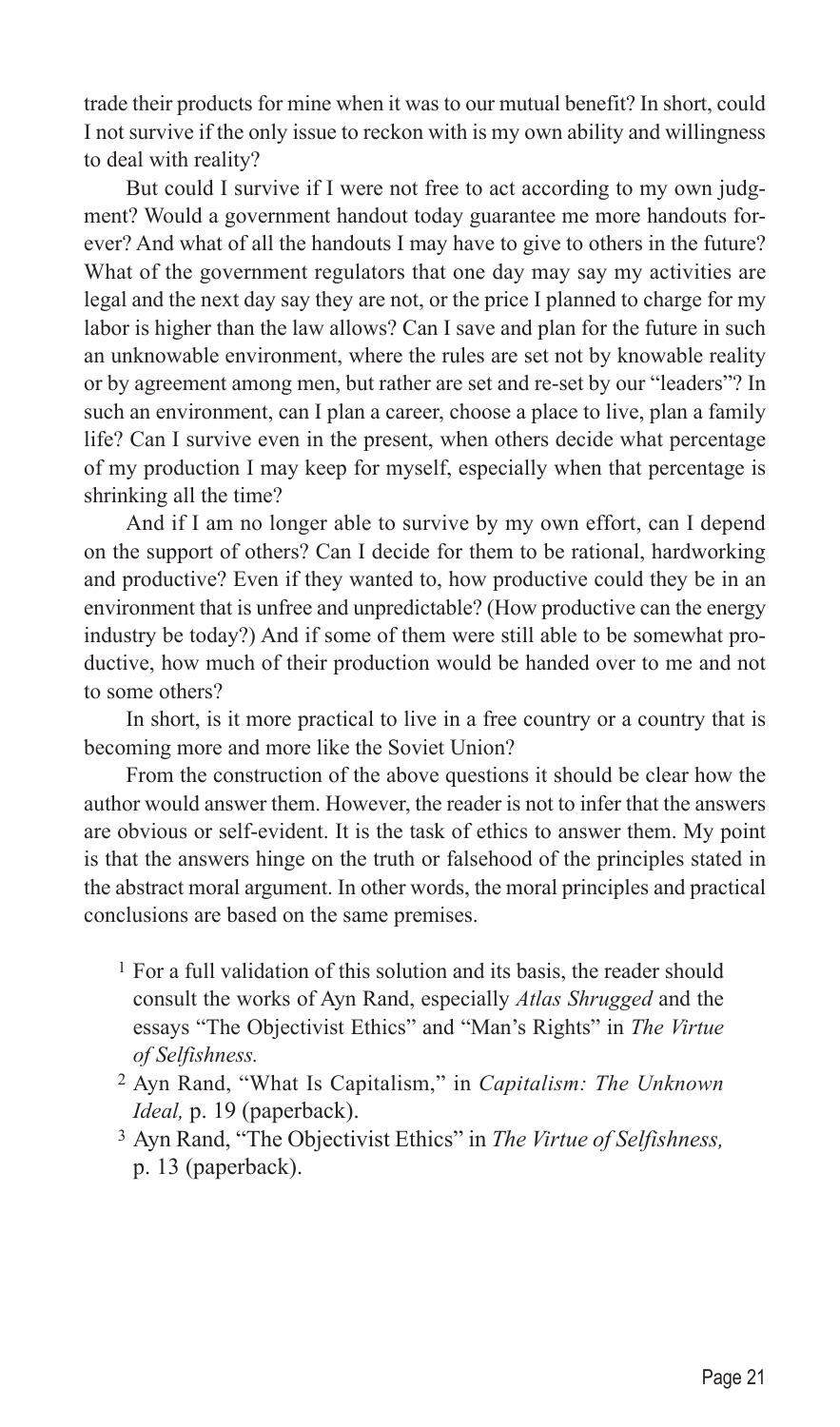trade their products for mine when it was to our mutual benefit? In short, could I not survive if the only issue to reckon with is my own ability and willingness to deal with reality?

But could I survive if I were not free to act according to my own judgment? Would a government handout today guarantee me more handouts forever? And what of all the handouts I may have to give to others in the future? What of the government regulators that one day may say my activities are legal and the next day say they are not, or the price I planned to charge for my labor is higher than the law allows? Can I save and plan for the future in such an unknowable environment, where the rules are set not by knowable reality or by agreement among men, but rather are set and re-set by our "leaders"? In such an environment, can I plan a career, choose a place to live, plan a family life? Can I survive even in the present, when others decide what percentage of my production I may keep for myself, especially when that percentage is shrinking all the time?

And if I am no longer able to survive by my own effort, can I depend on the support of others? Can I decide for them to be rational, hardworking and productive? Even if they wanted to, how productive could they be in an environment that is unfree and unpredictable? (How productive can the energy industry be today?) And if some of them were still able to be somewhat productive, how much of their production would be handed over to me and not to some others?

In short, is it more practical to live in a free country or a country that is becoming more and more like the Soviet Union?

From the construction of the above questions it should be clear how the author would answer them. However, the reader is not to infer that the answers are obvious or self-evident. It is the task of ethics to answer them. My point is that the answers hinge on the truth or falsehood of the principles stated in the abstract moral argument. In other words, the moral principles and practical conclusions are based on the same premises.

[1] For a full validation of this solution and its basis, the reader should consult the works of Ayn Rand, especially *Atlas Shrugged* and the essays "The Objectivist Ethics" and "Man's Rights" in *The Virtue of Selfishness.*

[2] Ayn Rand, "What Is Capitalism," in *Capitalism: The Unknown Ideal,* p. 19 (paperback).

[3] Ayn Rand, "The Objectivist Ethics" in *The Virtue of Selfishness,* p. 13 (paperback).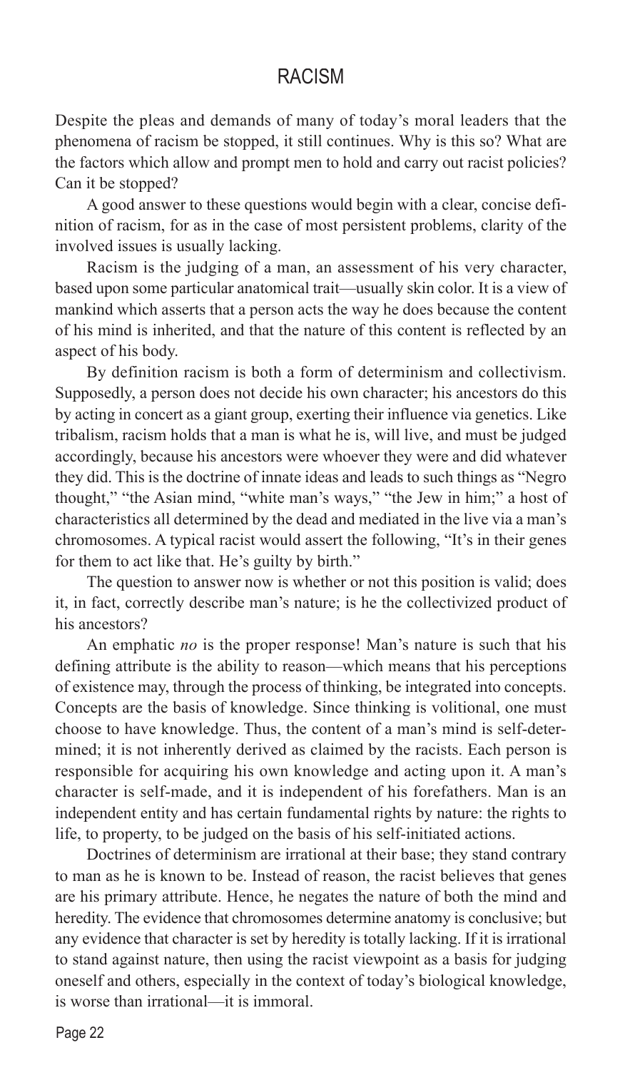# RACISM

Despite the pleas and demands of many of today's moral leaders that the phenomena of racism be stopped, it still continues. Why is this so? What are the factors which allow and prompt men to hold and carry out racist policies? Can it be stopped?

A good answer to these questions would begin with a clear, concise definition of racism, for as in the case of most persistent problems, clarity of the involved issues is usually lacking.

Racism is the judging of a man, an assessment of his very character, based upon some particular anatomical trait—usually skin color. It is a view of mankind which asserts that a person acts the way he does because the content of his mind is inherited, and that the nature of this content is reflected by an aspect of his body.

By definition racism is both a form of determinism and collectivism. Supposedly, a person does not decide his own character; his ancestors do this by acting in concert as a giant group, exerting their influence via genetics. Like tribalism, racism holds that a man is what he is, will live, and must be judged accordingly, because his ancestors were whoever they were and did whatever they did. This is the doctrine of innate ideas and leads to such things as "Negro thought," "the Asian mind, "white man's ways," "the Jew in him;" a host of characteristics all determined by the dead and mediated in the live via a man's chromosomes. A typical racist would assert the following, "It's in their genes for them to act like that. He's guilty by birth."

The question to answer now is whether or not this position is valid; does it, in fact, correctly describe man's nature; is he the collectivized product of his ancestors?

An emphatic *no* is the proper response! Man's nature is such that his defining attribute is the ability to reason—which means that his perceptions of existence may, through the process of thinking, be integrated into concepts. Concepts are the basis of knowledge. Since thinking is volitional, one must choose to have knowledge. Thus, the content of a man's mind is self-determined; it is not inherently derived as claimed by the racists. Each person is responsible for acquiring his own knowledge and acting upon it. A man's character is self-made, and it is independent of his forefathers. Man is an independent entity and has certain fundamental rights by nature: the rights to life, to property, to be judged on the basis of his self-initiated actions.

Doctrines of determinism are irrational at their base; they stand contrary to man as he is known to be. Instead of reason, the racist believes that genes are his primary attribute. Hence, he negates the nature of both the mind and heredity. The evidence that chromosomes determine anatomy is conclusive; but any evidence that character is set by heredity is totally lacking. If it is irrational to stand against nature, then using the racist viewpoint as a basis for judging oneself and others, especially in the context of today's biological knowledge, is worse than irrational—it is immoral.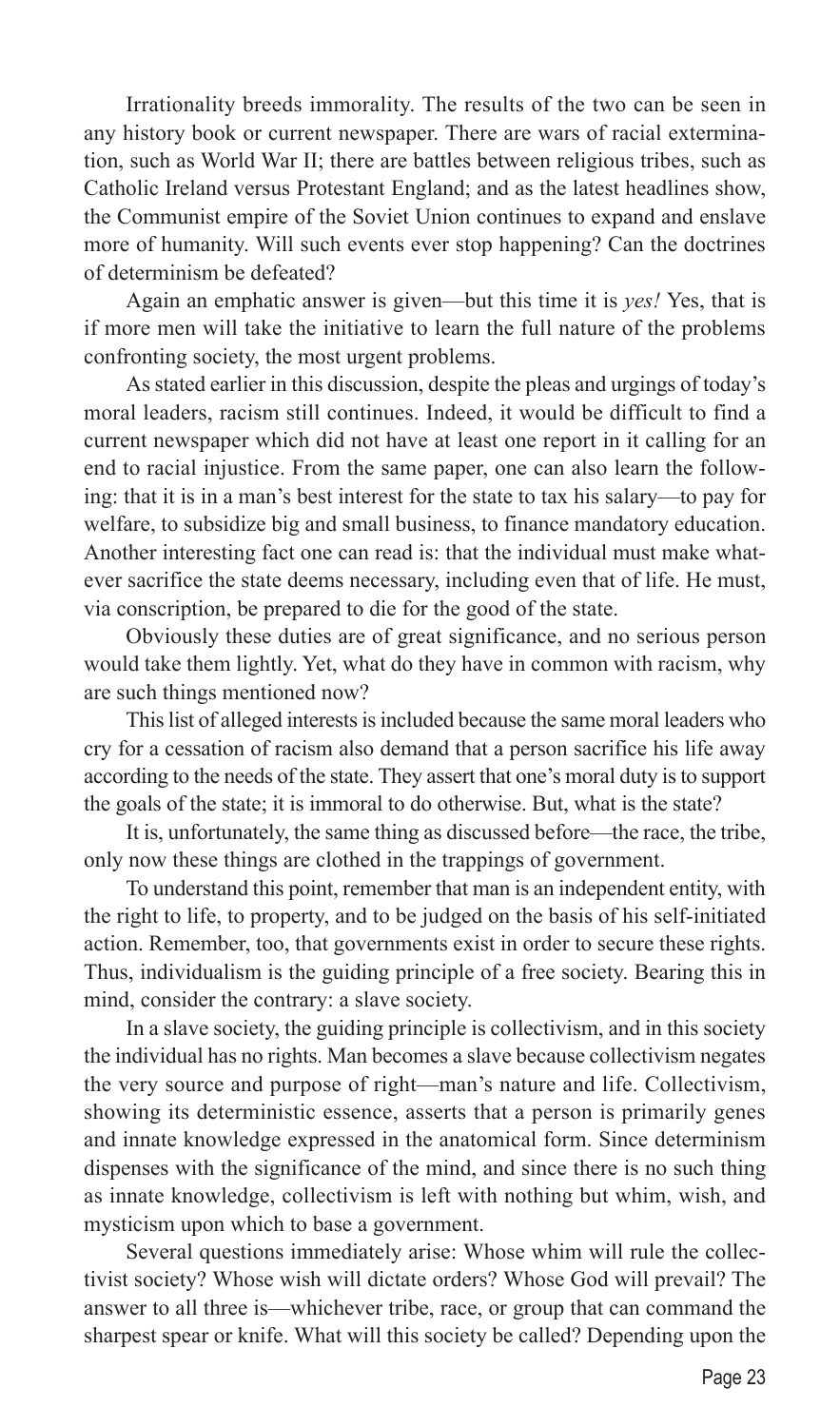Irrationality breeds immorality. The results of the two can be seen in any history book or current newspaper. There are wars of racial extermination, such as World War II; there are battles between religious tribes, such as Catholic Ireland versus Protestant England; and as the latest headlines show, the Communist empire of the Soviet Union continues to expand and enslave more of humanity. Will such events ever stop happening? Can the doctrines of determinism be defeated?

Again an emphatic answer is given—but this time it is *yes!* Yes, that is if more men will take the initiative to learn the full nature of the problems confronting society, the most urgent problems.

As stated earlier in this discussion, despite the pleas and urgings of today's moral leaders, racism still continues. Indeed, it would be difficult to find a current newspaper which did not have at least one report in it calling for an end to racial injustice. From the same paper, one can also learn the following: that it is in a man's best interest for the state to tax his salary—to pay for welfare, to subsidize big and small business, to finance mandatory education. Another interesting fact one can read is: that the individual must make whatever sacrifice the state deems necessary, including even that of life. He must, via conscription, be prepared to die for the good of the state.

Obviously these duties are of great significance, and no serious person would take them lightly. Yet, what do they have in common with racism, why are such things mentioned now?

This list of alleged interests is included because the same moral leaders who cry for a cessation of racism also demand that a person sacrifice his life away according to the needs of the state. They assert that one's moral duty is to support the goals of the state; it is immoral to do otherwise. But, what is the state?

It is, unfortunately, the same thing as discussed before—the race, the tribe, only now these things are clothed in the trappings of government.

To understand this point, remember that man is an independent entity, with the right to life, to property, and to be judged on the basis of his self-initiated action. Remember, too, that governments exist in order to secure these rights. Thus, individualism is the guiding principle of a free society. Bearing this in mind, consider the contrary: a slave society.

In a slave society, the guiding principle is collectivism, and in this society the individual has no rights. Man becomes a slave because collectivism negates the very source and purpose of right—man's nature and life. Collectivism, showing its deterministic essence, asserts that a person is primarily genes and innate knowledge expressed in the anatomical form. Since determinism dispenses with the significance of the mind, and since there is no such thing as innate knowledge, collectivism is left with nothing but whim, wish, and mysticism upon which to base a government.

Several questions immediately arise: Whose whim will rule the collectivist society? Whose wish will dictate orders? Whose God will prevail? The answer to all three is—whichever tribe, race, or group that can command the sharpest spear or knife. What will this society be called? Depending upon the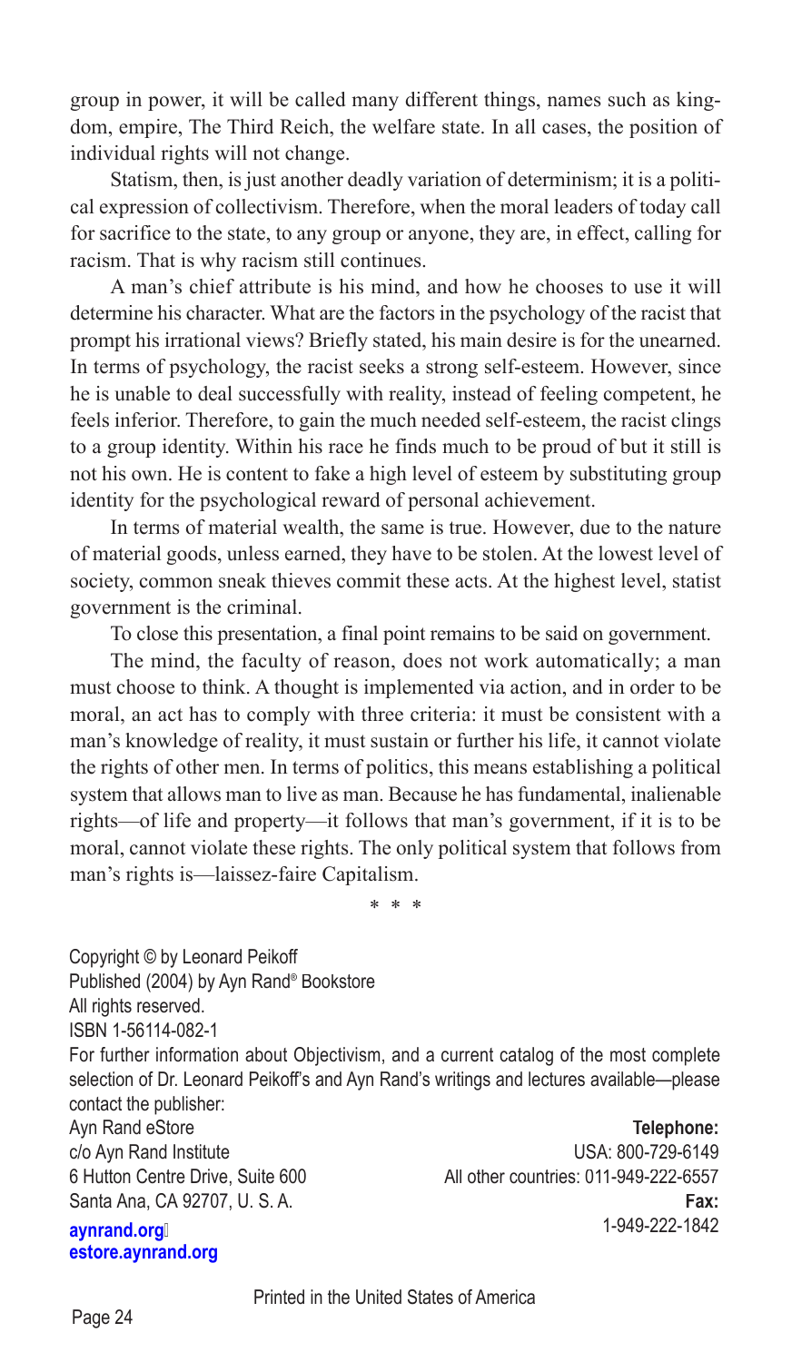group in power, it will be called many different things, names such as kingdom, empire, The Third Reich, the welfare state. In all cases, the position of individual rights will not change.

Statism, then, is just another deadly variation of determinism; it is a political expression of collectivism. Therefore, when the moral leaders of today call for sacrifice to the state, to any group or anyone, they are, in effect, calling for racism. That is why racism still continues.

A man's chief attribute is his mind, and how he chooses to use it will determine his character. What are the factors in the psychology of the racist that prompt his irrational views? Briefly stated, his main desire is for the unearned. In terms of psychology, the racist seeks a strong self-esteem. However, since he is unable to deal successfully with reality, instead of feeling competent, he feels inferior. Therefore, to gain the much needed self-esteem, the racist clings to a group identity. Within his race he finds much to be proud of but it still is not his own. He is content to fake a high level of esteem by substituting group identity for the psychological reward of personal achievement.

In terms of material wealth, the same is true. However, due to the nature of material goods, unless earned, they have to be stolen. At the lowest level of society, common sneak thieves commit these acts. At the highest level, statist government is the criminal.

To close this presentation, a final point remains to be said on government.

The mind, the faculty of reason, does not work automatically; a man must choose to think. A thought is implemented via action, and in order to be moral, an act has to comply with three criteria: it must be consistent with a man's knowledge of reality, it must sustain or further his life, it cannot violate the rights of other men. In terms of politics, this means establishing a political system that allows man to live as man. Because he has fundamental, inalienable rights—of life and property—it follows that man's government, if it is to be moral, cannot violate these rights. The only political system that follows from man's rights is—laissez-faire Capitalism.

\* \* \*

Copyright © by Leonard Peikoff
Published (2004) by Ayn Rand® Bookstore
All rights reserved.
ISBN 1-56114-082-1

For further information about Objectivism, and a current catalog of the most complete selection of Dr. Leonard Peikoff's and Ayn Rand's writings and lectures available—please contact the publisher:

Ayn Rand eStore
c/o Ayn Rand Institute
6 Hutton Centre Drive, Suite 600
Santa Ana, CA 92707, U. S. A.

**aynrand.org**
**estore.aynrand.org**

**Telephone:**
USA: 800-729-6149
All other countries: 011-949-222-6557

**Fax:**
1-949-222-1842

Printed in the United States of America